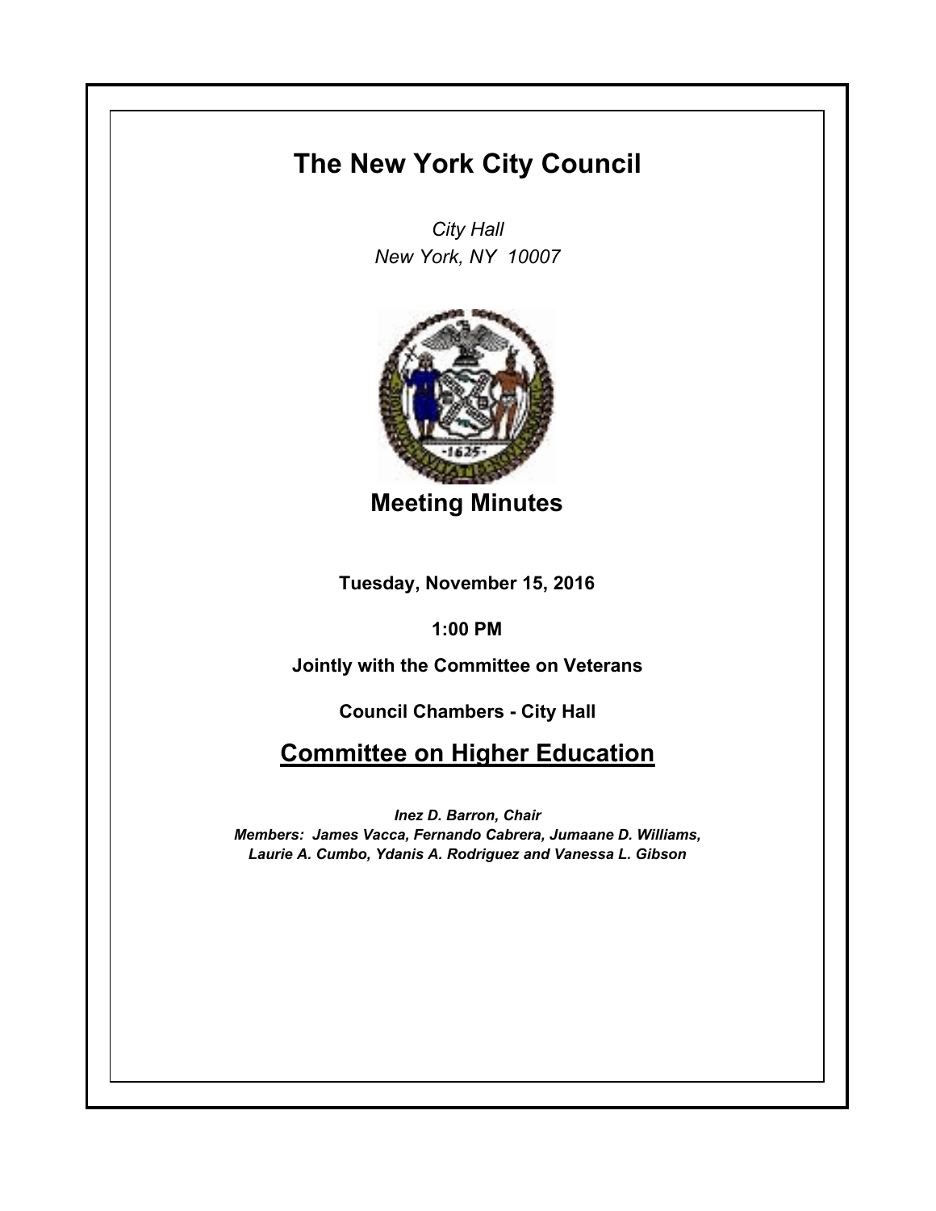# The New York City Council

*City Hall*
*New York, NY 10007*

## Meeting Minutes

**Tuesday, November 15, 2016**

**1:00 PM**

**Jointly with the Committee on Veterans**

**Council Chambers - City Hall**

## Committee on Higher Education

***Inez D. Barron, Chair***
***Members: James Vacca, Fernando Cabrera, Jumaane D. Williams, Laurie A. Cumbo, Ydanis A. Rodriguez and Vanessa L. Gibson***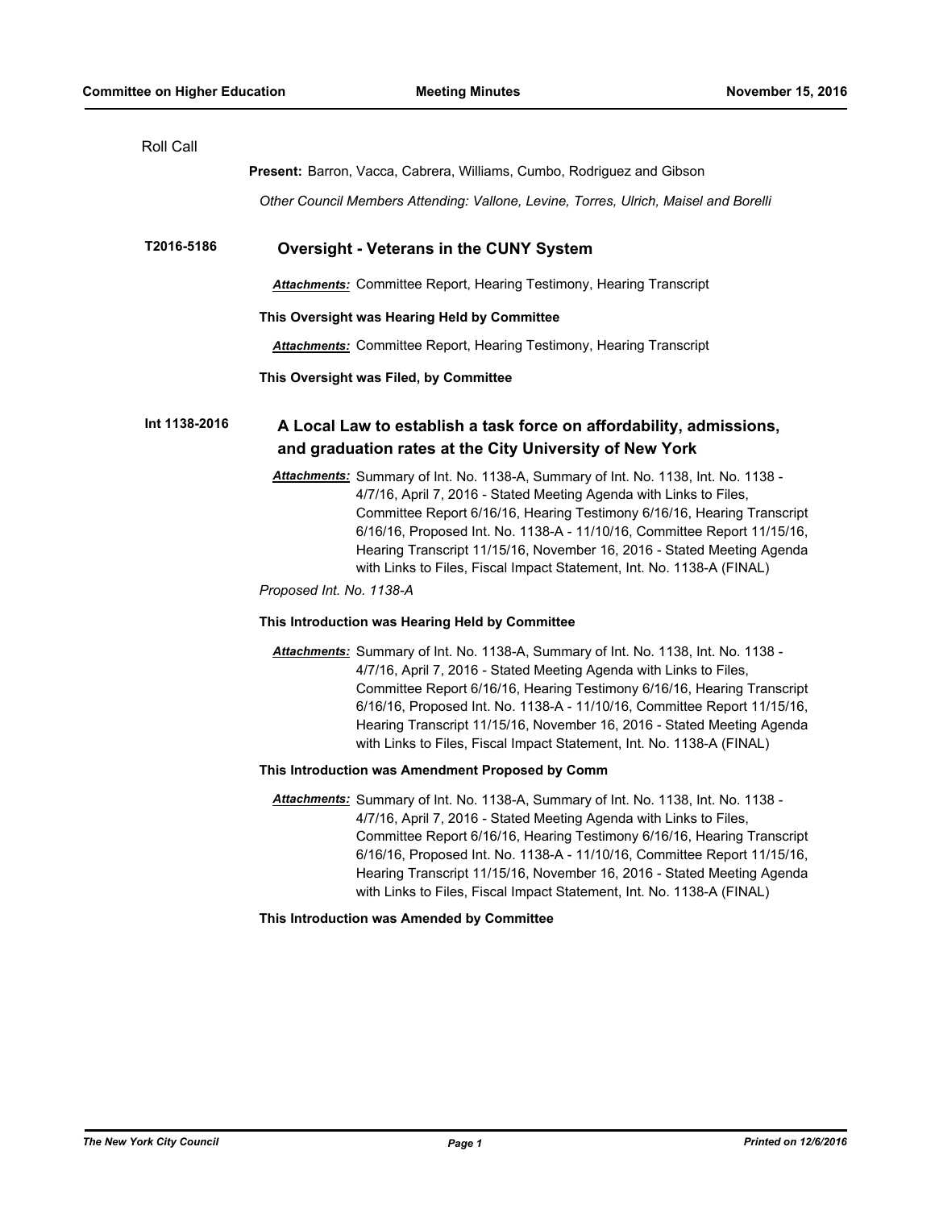Roll Call

**Present:** Barron, Vacca, Cabrera, Williams, Cumbo, Rodriguez and Gibson

*Other Council Members Attending: Vallone, Levine, Torres, Ulrich, Maisel and Borelli*

## T2016-5186 Oversight - Veterans in the CUNY System

***Attachments:*** Committee Report, Hearing Testimony, Hearing Transcript

**This Oversight was Hearing Held by Committee**

***Attachments:*** Committee Report, Hearing Testimony, Hearing Transcript

**This Oversight was Filed, by Committee**

## Int 1138-2016 A Local Law to establish a task force on affordability, admissions, and graduation rates at the City University of New York

***Attachments:*** Summary of Int. No. 1138-A, Summary of Int. No. 1138, Int. No. 1138 - 4/7/16, April 7, 2016 - Stated Meeting Agenda with Links to Files, Committee Report 6/16/16, Hearing Testimony 6/16/16, Hearing Transcript 6/16/16, Proposed Int. No. 1138-A - 11/10/16, Committee Report 11/15/16, Hearing Transcript 11/15/16, November 16, 2016 - Stated Meeting Agenda with Links to Files, Fiscal Impact Statement, Int. No. 1138-A (FINAL)

*Proposed Int. No. 1138-A*

**This Introduction was Hearing Held by Committee**

***Attachments:*** Summary of Int. No. 1138-A, Summary of Int. No. 1138, Int. No. 1138 - 4/7/16, April 7, 2016 - Stated Meeting Agenda with Links to Files, Committee Report 6/16/16, Hearing Testimony 6/16/16, Hearing Transcript 6/16/16, Proposed Int. No. 1138-A - 11/10/16, Committee Report 11/15/16, Hearing Transcript 11/15/16, November 16, 2016 - Stated Meeting Agenda with Links to Files, Fiscal Impact Statement, Int. No. 1138-A (FINAL)

**This Introduction was Amendment Proposed by Comm**

***Attachments:*** Summary of Int. No. 1138-A, Summary of Int. No. 1138, Int. No. 1138 - 4/7/16, April 7, 2016 - Stated Meeting Agenda with Links to Files, Committee Report 6/16/16, Hearing Testimony 6/16/16, Hearing Transcript 6/16/16, Proposed Int. No. 1138-A - 11/10/16, Committee Report 11/15/16, Hearing Transcript 11/15/16, November 16, 2016 - Stated Meeting Agenda with Links to Files, Fiscal Impact Statement, Int. No. 1138-A (FINAL)

**This Introduction was Amended by Committee**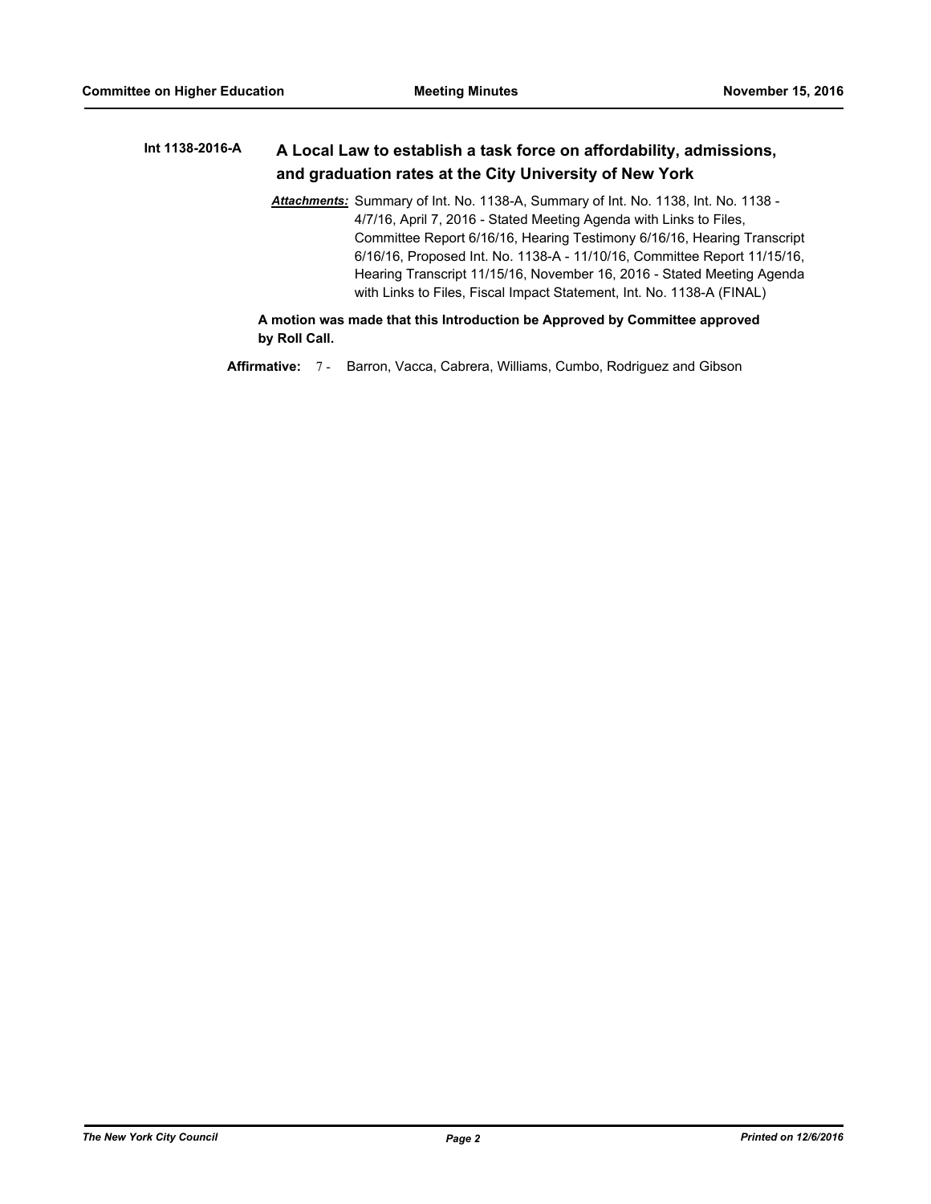**Int 1138-2016-A** **A Local Law to establish a task force on affordability, admissions, and graduation rates at the City University of New York**

***Attachments:*** Summary of Int. No. 1138-A, Summary of Int. No. 1138, Int. No. 1138 - 4/7/16, April 7, 2016 - Stated Meeting Agenda with Links to Files, Committee Report 6/16/16, Hearing Testimony 6/16/16, Hearing Transcript 6/16/16, Proposed Int. No. 1138-A - 11/10/16, Committee Report 11/15/16, Hearing Transcript 11/15/16, November 16, 2016 - Stated Meeting Agenda with Links to Files, Fiscal Impact Statement, Int. No. 1138-A (FINAL)

**A motion was made that this Introduction be Approved by Committee approved by Roll Call.**

**Affirmative:** 7 - Barron, Vacca, Cabrera, Williams, Cumbo, Rodriguez and Gibson